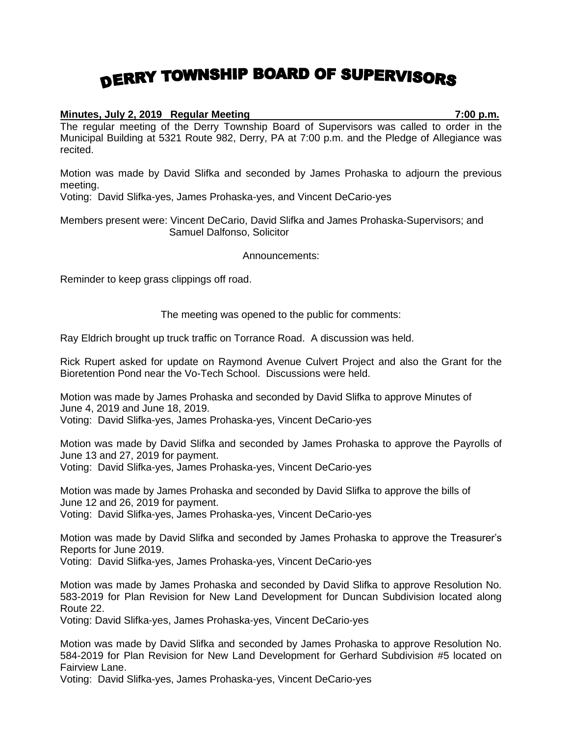# DERRY TOWNSHIP BOARD OF SUPERVISORS

**Minutes, July 2, 2019 Regular Meeting 7:00 p.m.**

The regular meeting of the Derry Township Board of Supervisors was called to order in the Municipal Building at 5321 Route 982, Derry, PA at 7:00 p.m. and the Pledge of Allegiance was recited.

Motion was made by David Slifka and seconded by James Prohaska to adjourn the previous meeting.
Voting: David Slifka-yes, James Prohaska-yes, and Vincent DeCario-yes

Members present were: Vincent DeCario, David Slifka and James Prohaska-Supervisors; and Samuel Dalfonso, Solicitor

Announcements:

Reminder to keep grass clippings off road.

The meeting was opened to the public for comments:

Ray Eldrich brought up truck traffic on Torrance Road. A discussion was held.

Rick Rupert asked for update on Raymond Avenue Culvert Project and also the Grant for the Bioretention Pond near the Vo-Tech School. Discussions were held.

Motion was made by James Prohaska and seconded by David Slifka to approve Minutes of June 4, 2019 and June 18, 2019.
Voting: David Slifka-yes, James Prohaska-yes, Vincent DeCario-yes

Motion was made by David Slifka and seconded by James Prohaska to approve the Payrolls of June 13 and 27, 2019 for payment.
Voting: David Slifka-yes, James Prohaska-yes, Vincent DeCario-yes

Motion was made by James Prohaska and seconded by David Slifka to approve the bills of June 12 and 26, 2019 for payment.
Voting: David Slifka-yes, James Prohaska-yes, Vincent DeCario-yes

Motion was made by David Slifka and seconded by James Prohaska to approve the Treasurer's Reports for June 2019.
Voting: David Slifka-yes, James Prohaska-yes, Vincent DeCario-yes

Motion was made by James Prohaska and seconded by David Slifka to approve Resolution No. 583-2019 for Plan Revision for New Land Development for Duncan Subdivision located along Route 22.
Voting: David Slifka-yes, James Prohaska-yes, Vincent DeCario-yes

Motion was made by David Slifka and seconded by James Prohaska to approve Resolution No. 584-2019 for Plan Revision for New Land Development for Gerhard Subdivision #5 located on Fairview Lane.
Voting: David Slifka-yes, James Prohaska-yes, Vincent DeCario-yes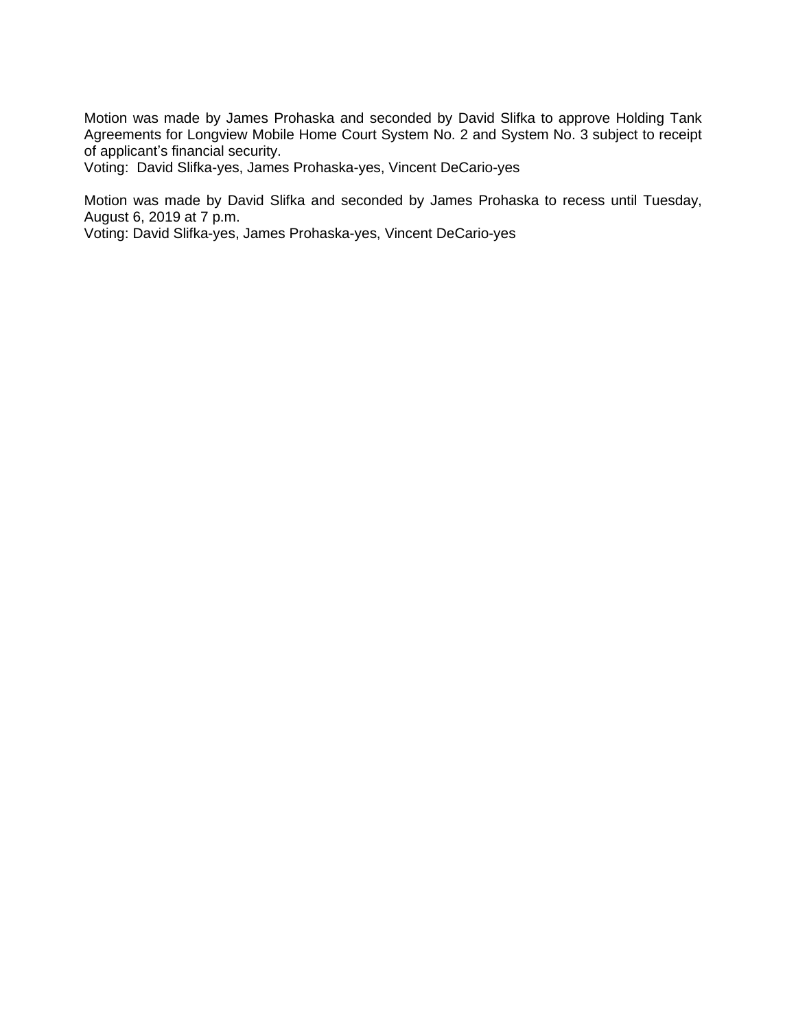Motion was made by James Prohaska and seconded by David Slifka to approve Holding Tank Agreements for Longview Mobile Home Court System No. 2 and System No. 3 subject to receipt of applicant's financial security.
Voting: David Slifka-yes, James Prohaska-yes, Vincent DeCario-yes

Motion was made by David Slifka and seconded by James Prohaska to recess until Tuesday, August 6, 2019 at 7 p.m.
Voting: David Slifka-yes, James Prohaska-yes, Vincent DeCario-yes